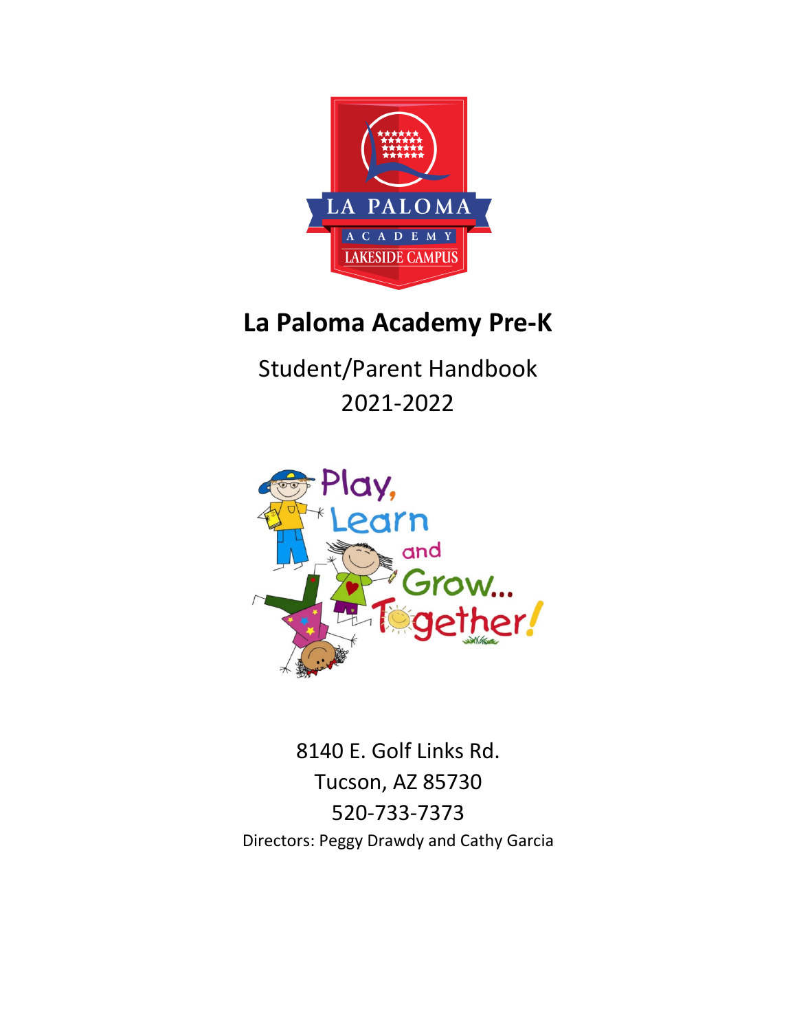# La Paloma Academy Pre-K

Student/Parent Handbook

2021-2022

8140 E. Golf Links Rd.

Tucson, AZ 85730

520-733-7373

Directors: Peggy Drawdy and Cathy Garcia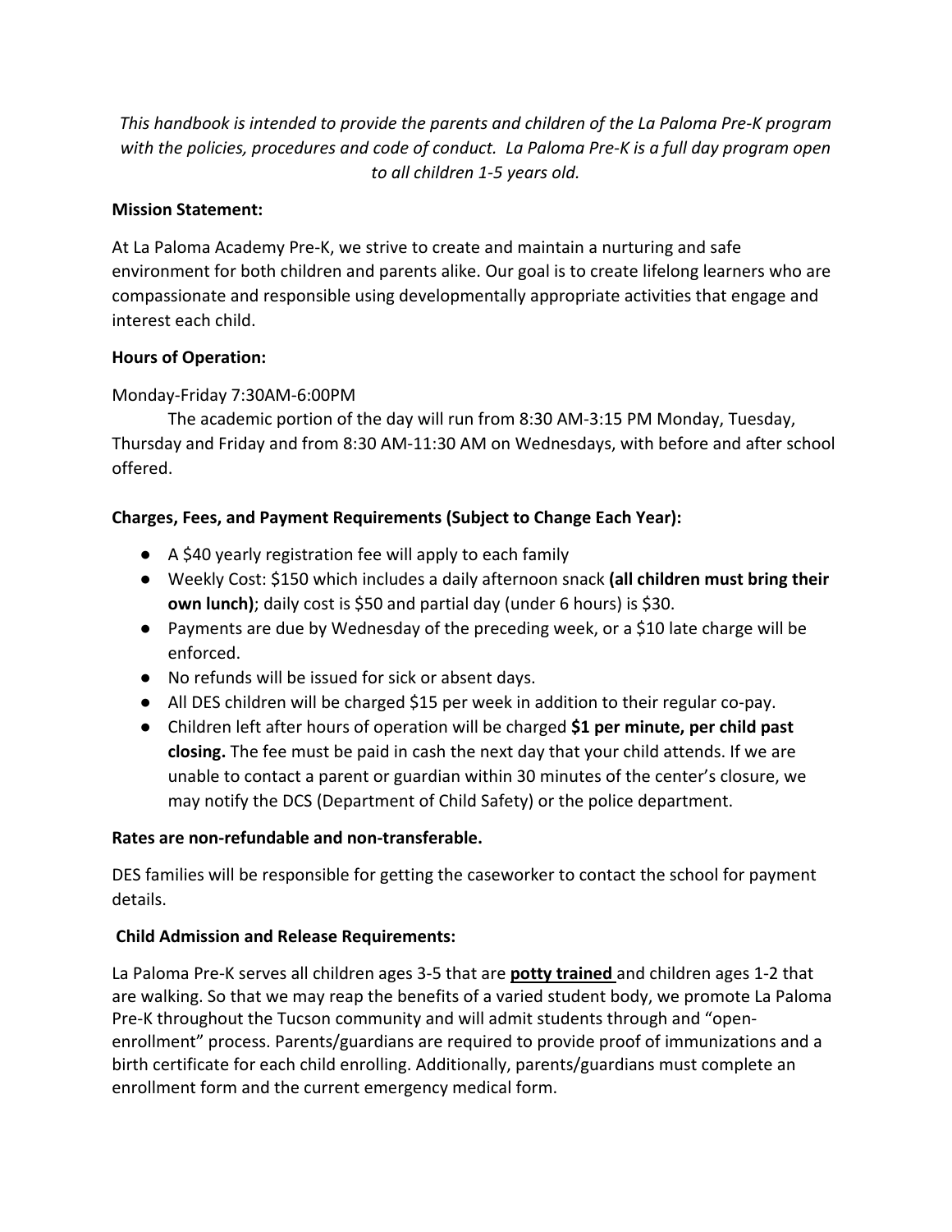*This handbook is intended to provide the parents and children of the La Paloma Pre-K program with the policies, procedures and code of conduct. La Paloma Pre-K is a full day program open to all children 1-5 years old.*

**Mission Statement:**

At La Paloma Academy Pre-K, we strive to create and maintain a nurturing and safe environment for both children and parents alike. Our goal is to create lifelong learners who are compassionate and responsible using developmentally appropriate activities that engage and interest each child.

**Hours of Operation:**

Monday-Friday 7:30AM-6:00PM

The academic portion of the day will run from 8:30 AM-3:15 PM Monday, Tuesday, Thursday and Friday and from 8:30 AM-11:30 AM on Wednesdays, with before and after school offered.

**Charges, Fees, and Payment Requirements (Subject to Change Each Year):**

- A $40 yearly registration fee will apply to each family
- Weekly Cost: $150 which includes a daily afternoon snack **(all children must bring their own lunch)**; daily cost is $50 and partial day (under 6 hours) is $30.
- Payments are due by Wednesday of the preceding week, or a $10 late charge will be enforced.
- No refunds will be issued for sick or absent days.
- All DES children will be charged $15 per week in addition to their regular co-pay.
- Children left after hours of operation will be charged **$1 per minute, per child past closing.** The fee must be paid in cash the next day that your child attends. If we are unable to contact a parent or guardian within 30 minutes of the center's closure, we may notify the DCS (Department of Child Safety) or the police department.

**Rates are non-refundable and non-transferable.**

DES families will be responsible for getting the caseworker to contact the school for payment details.

**Child Admission and Release Requirements:**

La Paloma Pre-K serves all children ages 3-5 that are **<u>potty trained</u>** and children ages 1-2 that are walking. So that we may reap the benefits of a varied student body, we promote La Paloma Pre-K throughout the Tucson community and will admit students through and "open-enrollment" process. Parents/guardians are required to provide proof of immunizations and a birth certificate for each child enrolling. Additionally, parents/guardians must complete an enrollment form and the current emergency medical form.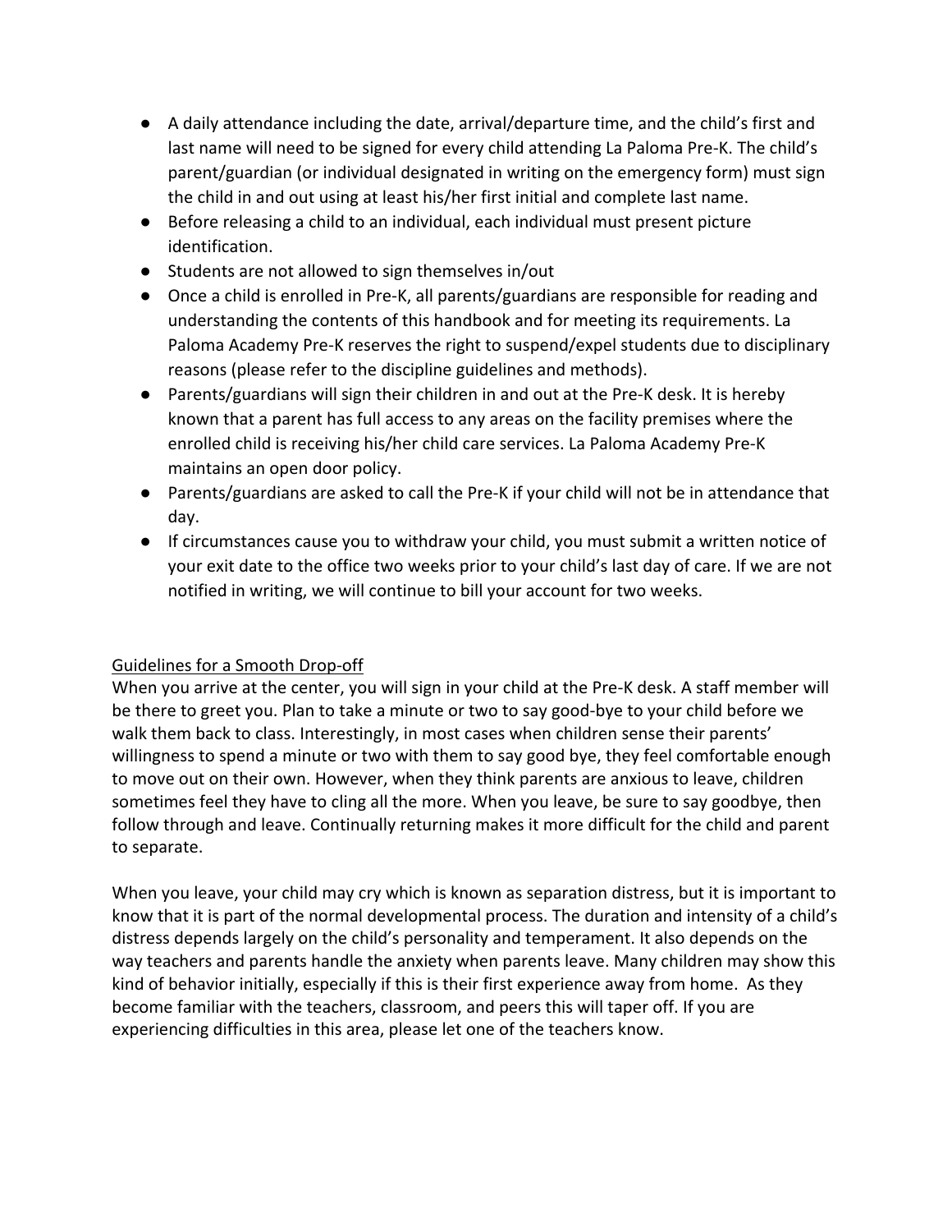- A daily attendance including the date, arrival/departure time, and the child's first and last name will need to be signed for every child attending La Paloma Pre-K. The child's parent/guardian (or individual designated in writing on the emergency form) must sign the child in and out using at least his/her first initial and complete last name.
- Before releasing a child to an individual, each individual must present picture identification.
- Students are not allowed to sign themselves in/out
- Once a child is enrolled in Pre-K, all parents/guardians are responsible for reading and understanding the contents of this handbook and for meeting its requirements. La Paloma Academy Pre-K reserves the right to suspend/expel students due to disciplinary reasons (please refer to the discipline guidelines and methods).
- Parents/guardians will sign their children in and out at the Pre-K desk. It is hereby known that a parent has full access to any areas on the facility premises where the enrolled child is receiving his/her child care services. La Paloma Academy Pre-K maintains an open door policy.
- Parents/guardians are asked to call the Pre-K if your child will not be in attendance that day.
- If circumstances cause you to withdraw your child, you must submit a written notice of your exit date to the office two weeks prior to your child's last day of care. If we are not notified in writing, we will continue to bill your account for two weeks.

## Guidelines for a Smooth Drop-off

When you arrive at the center, you will sign in your child at the Pre-K desk. A staff member will be there to greet you. Plan to take a minute or two to say good-bye to your child before we walk them back to class. Interestingly, in most cases when children sense their parents' willingness to spend a minute or two with them to say good bye, they feel comfortable enough to move out on their own. However, when they think parents are anxious to leave, children sometimes feel they have to cling all the more. When you leave, be sure to say goodbye, then follow through and leave. Continually returning makes it more difficult for the child and parent to separate.

When you leave, your child may cry which is known as separation distress, but it is important to know that it is part of the normal developmental process. The duration and intensity of a child's distress depends largely on the child's personality and temperament. It also depends on the way teachers and parents handle the anxiety when parents leave. Many children may show this kind of behavior initially, especially if this is their first experience away from home. As they become familiar with the teachers, classroom, and peers this will taper off. If you are experiencing difficulties in this area, please let one of the teachers know.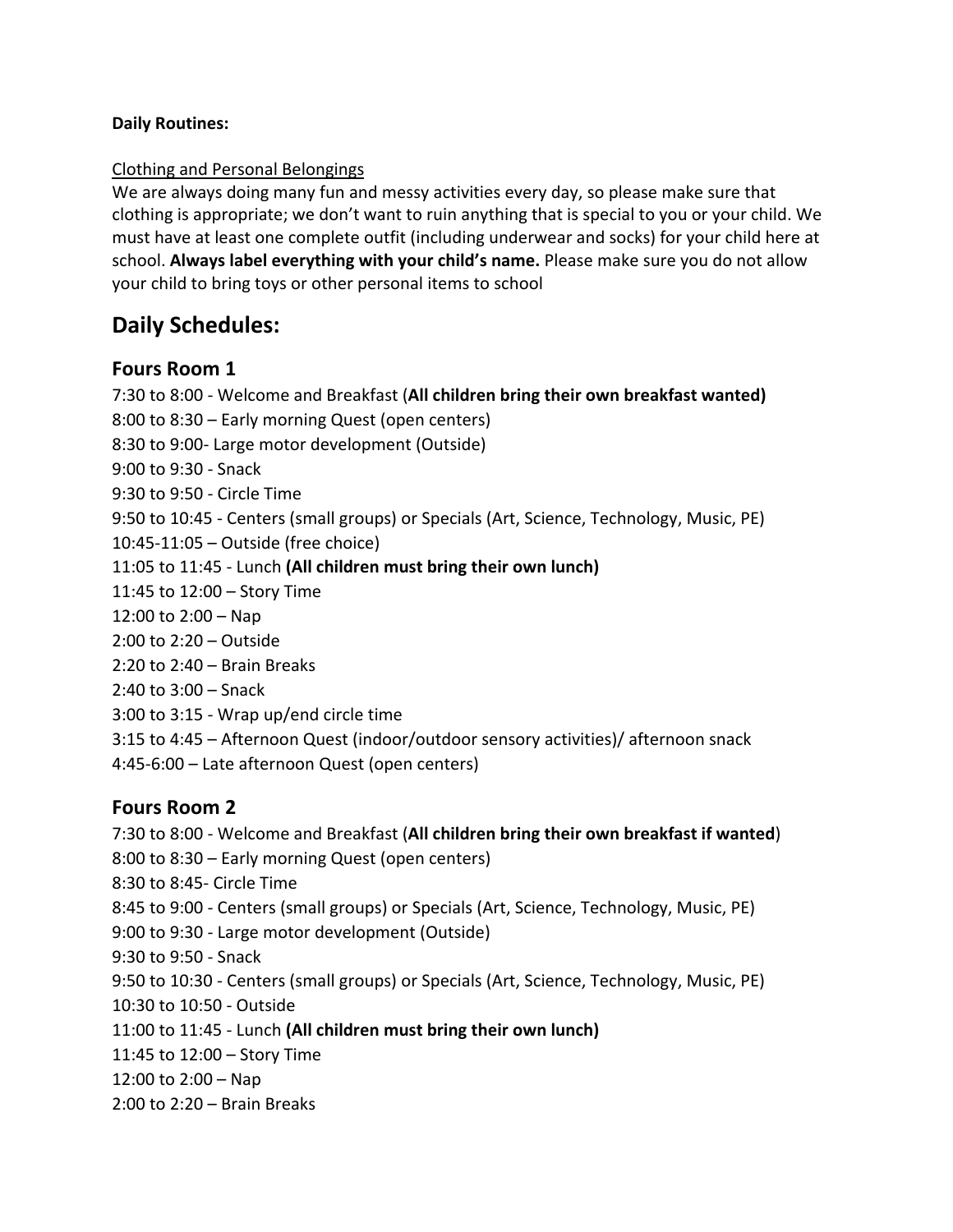**Daily Routines:**

Clothing and Personal Belongings

We are always doing many fun and messy activities every day, so please make sure that clothing is appropriate; we don't want to ruin anything that is special to you or your child. We must have at least one complete outfit (including underwear and socks) for your child here at school. **Always label everything with your child's name.** Please make sure you do not allow your child to bring toys or other personal items to school

# Daily Schedules:

## Fours Room 1

7:30 to 8:00 - Welcome and Breakfast (**All children bring their own breakfast wanted)**
8:00 to 8:30 – Early morning Quest (open centers)
8:30 to 9:00- Large motor development (Outside)
9:00 to 9:30 - Snack
9:30 to 9:50 - Circle Time
9:50 to 10:45 - Centers (small groups) or Specials (Art, Science, Technology, Music, PE)
10:45-11:05 – Outside (free choice)
11:05 to 11:45 - Lunch **(All children must bring their own lunch)**
11:45 to 12:00 – Story Time
12:00 to 2:00 – Nap
2:00 to 2:20 – Outside
2:20 to 2:40 – Brain Breaks
2:40 to 3:00 – Snack
3:00 to 3:15 - Wrap up/end circle time
3:15 to 4:45 – Afternoon Quest (indoor/outdoor sensory activities)/ afternoon snack
4:45-6:00 – Late afternoon Quest (open centers)

## Fours Room 2

7:30 to 8:00 - Welcome and Breakfast (**All children bring their own breakfast if wanted**)
8:00 to 8:30 – Early morning Quest (open centers)
8:30 to 8:45- Circle Time
8:45 to 9:00 - Centers (small groups) or Specials (Art, Science, Technology, Music, PE)
9:00 to 9:30 - Large motor development (Outside)
9:30 to 9:50 - Snack
9:50 to 10:30 - Centers (small groups) or Specials (Art, Science, Technology, Music, PE)
10:30 to 10:50 - Outside
11:00 to 11:45 - Lunch **(All children must bring their own lunch)**
11:45 to 12:00 – Story Time
12:00 to 2:00 – Nap
2:00 to 2:20 – Brain Breaks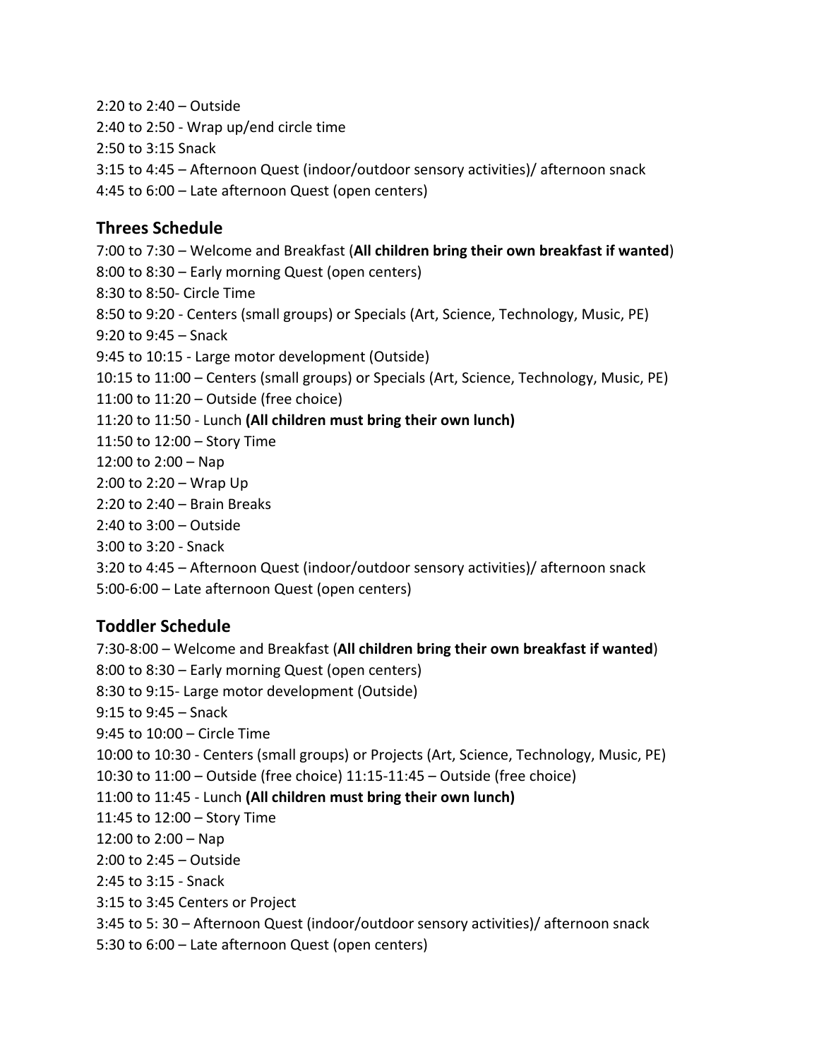2:20 to 2:40 – Outside
2:40 to 2:50 - Wrap up/end circle time
2:50 to 3:15 Snack
3:15 to 4:45 – Afternoon Quest (indoor/outdoor sensory activities)/ afternoon snack
4:45 to 6:00 – Late afternoon Quest (open centers)

## Threes Schedule

7:00 to 7:30 – Welcome and Breakfast (**All children bring their own breakfast if wanted**)
8:00 to 8:30 – Early morning Quest (open centers)
8:30 to 8:50- Circle Time
8:50 to 9:20 - Centers (small groups) or Specials (Art, Science, Technology, Music, PE)
9:20 to 9:45 – Snack
9:45 to 10:15 - Large motor development (Outside)
10:15 to 11:00 – Centers (small groups) or Specials (Art, Science, Technology, Music, PE)
11:00 to 11:20 – Outside (free choice)
11:20 to 11:50 - Lunch **(All children must bring their own lunch)**
11:50 to 12:00 – Story Time
12:00 to 2:00 – Nap
2:00 to 2:20 – Wrap Up
2:20 to 2:40 – Brain Breaks
2:40 to 3:00 – Outside
3:00 to 3:20 - Snack
3:20 to 4:45 – Afternoon Quest (indoor/outdoor sensory activities)/ afternoon snack
5:00-6:00 – Late afternoon Quest (open centers)

## Toddler Schedule

7:30-8:00 – Welcome and Breakfast (**All children bring their own breakfast if wanted**)
8:00 to 8:30 – Early morning Quest (open centers)
8:30 to 9:15- Large motor development (Outside)
9:15 to 9:45 – Snack
9:45 to 10:00 – Circle Time
10:00 to 10:30 - Centers (small groups) or Projects (Art, Science, Technology, Music, PE)
10:30 to 11:00 – Outside (free choice) 11:15-11:45 – Outside (free choice)
11:00 to 11:45 - Lunch **(All children must bring their own lunch)**
11:45 to 12:00 – Story Time
12:00 to 2:00 – Nap
2:00 to 2:45 – Outside
2:45 to 3:15 - Snack
3:15 to 3:45 Centers or Project
3:45 to 5: 30 – Afternoon Quest (indoor/outdoor sensory activities)/ afternoon snack
5:30 to 6:00 – Late afternoon Quest (open centers)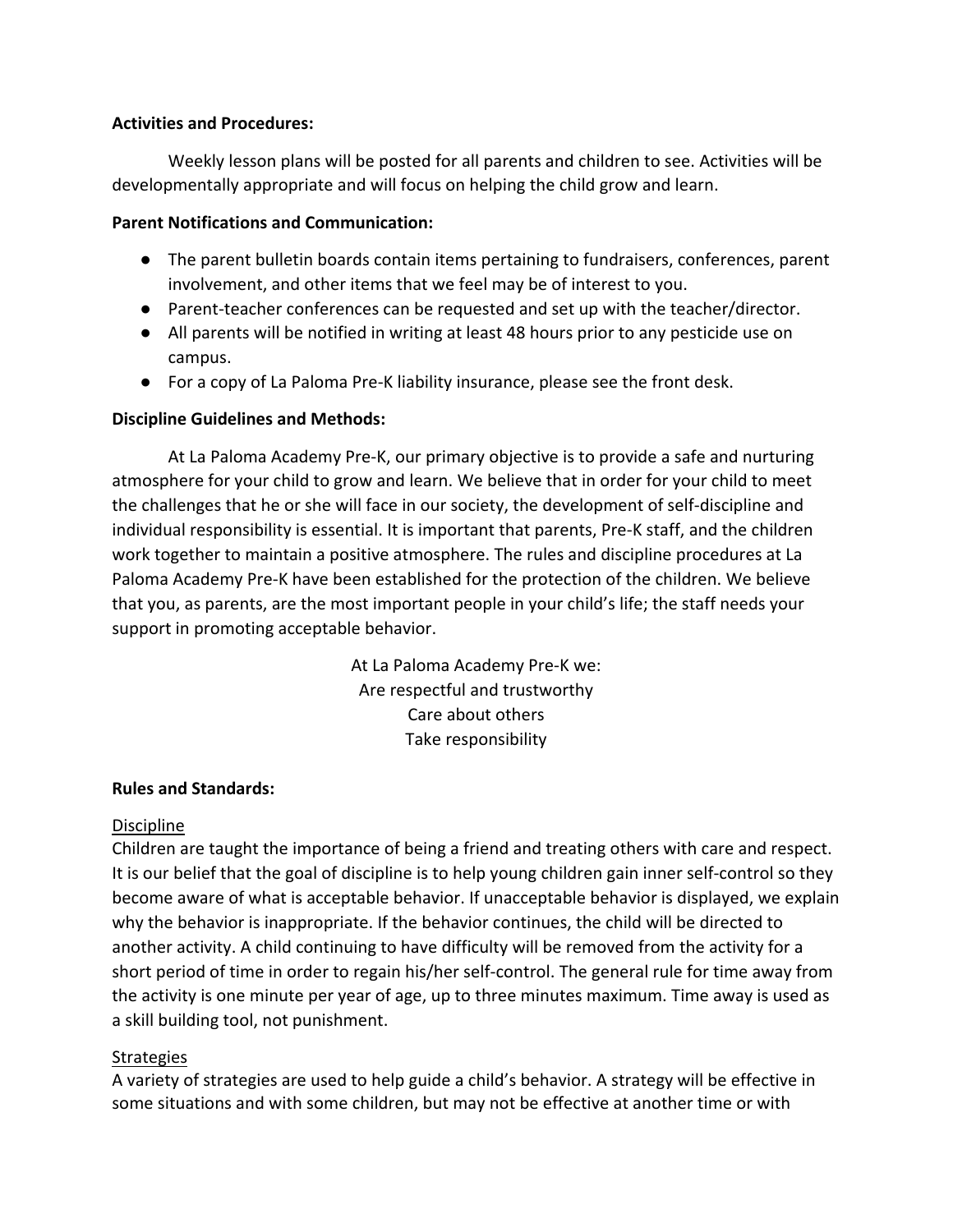**Activities and Procedures:**

Weekly lesson plans will be posted for all parents and children to see. Activities will be developmentally appropriate and will focus on helping the child grow and learn.

**Parent Notifications and Communication:**

- The parent bulletin boards contain items pertaining to fundraisers, conferences, parent involvement, and other items that we feel may be of interest to you.
- Parent-teacher conferences can be requested and set up with the teacher/director.
- All parents will be notified in writing at least 48 hours prior to any pesticide use on campus.
- For a copy of La Paloma Pre-K liability insurance, please see the front desk.

**Discipline Guidelines and Methods:**

At La Paloma Academy Pre-K, our primary objective is to provide a safe and nurturing atmosphere for your child to grow and learn. We believe that in order for your child to meet the challenges that he or she will face in our society, the development of self-discipline and individual responsibility is essential. It is important that parents, Pre-K staff, and the children work together to maintain a positive atmosphere. The rules and discipline procedures at La Paloma Academy Pre-K have been established for the protection of the children. We believe that you, as parents, are the most important people in your child's life; the staff needs your support in promoting acceptable behavior.

At La Paloma Academy Pre-K we:
Are respectful and trustworthy
Care about others
Take responsibility

**Rules and Standards:**

Discipline

Children are taught the importance of being a friend and treating others with care and respect. It is our belief that the goal of discipline is to help young children gain inner self-control so they become aware of what is acceptable behavior. If unacceptable behavior is displayed, we explain why the behavior is inappropriate. If the behavior continues, the child will be directed to another activity. A child continuing to have difficulty will be removed from the activity for a short period of time in order to regain his/her self-control. The general rule for time away from the activity is one minute per year of age, up to three minutes maximum. Time away is used as a skill building tool, not punishment.

Strategies

A variety of strategies are used to help guide a child's behavior. A strategy will be effective in some situations and with some children, but may not be effective at another time or with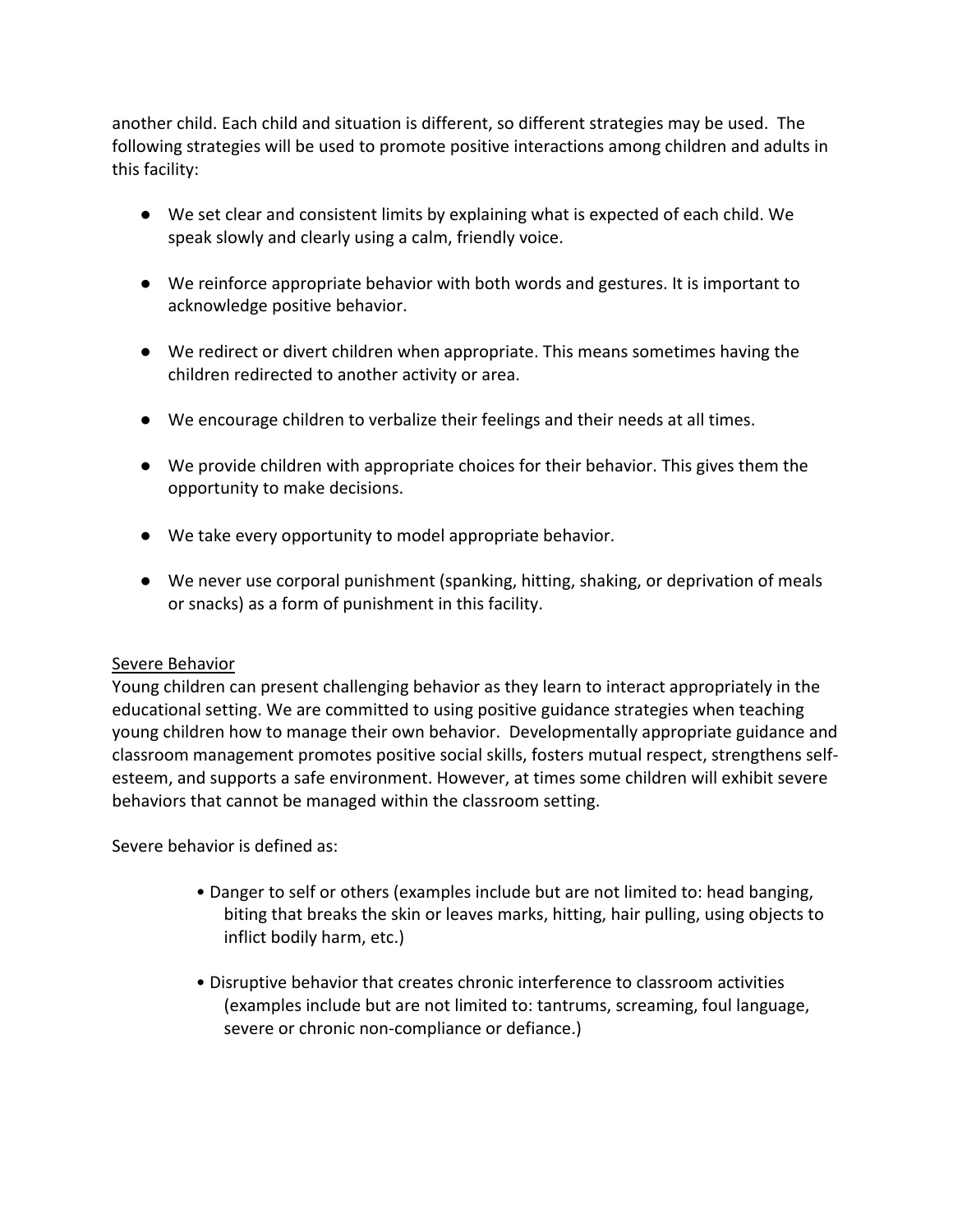another child. Each child and situation is different, so different strategies may be used. The following strategies will be used to promote positive interactions among children and adults in this facility:

- We set clear and consistent limits by explaining what is expected of each child. We speak slowly and clearly using a calm, friendly voice.

- We reinforce appropriate behavior with both words and gestures. It is important to acknowledge positive behavior.

- We redirect or divert children when appropriate. This means sometimes having the children redirected to another activity or area.

- We encourage children to verbalize their feelings and their needs at all times.

- We provide children with appropriate choices for their behavior. This gives them the opportunity to make decisions.

- We take every opportunity to model appropriate behavior.

- We never use corporal punishment (spanking, hitting, shaking, or deprivation of meals or snacks) as a form of punishment in this facility.

<u>Severe Behavior</u>

Young children can present challenging behavior as they learn to interact appropriately in the educational setting. We are committed to using positive guidance strategies when teaching young children how to manage their own behavior. Developmentally appropriate guidance and classroom management promotes positive social skills, fosters mutual respect, strengthens self-esteem, and supports a safe environment. However, at times some children will exhibit severe behaviors that cannot be managed within the classroom setting.

Severe behavior is defined as:

- Danger to self or others (examples include but are not limited to: head banging, biting that breaks the skin or leaves marks, hitting, hair pulling, using objects to inflict bodily harm, etc.)

- Disruptive behavior that creates chronic interference to classroom activities (examples include but are not limited to: tantrums, screaming, foul language, severe or chronic non-compliance or defiance.)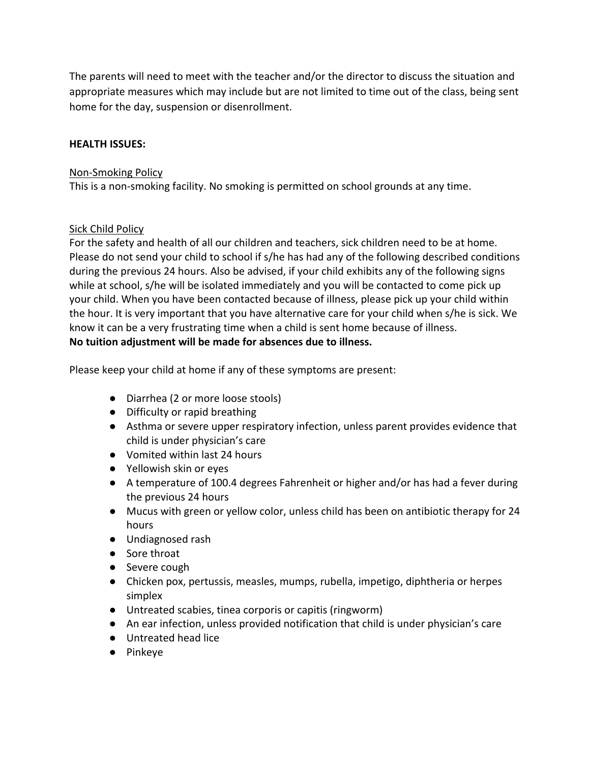The parents will need to meet with the teacher and/or the director to discuss the situation and appropriate measures which may include but are not limited to time out of the class, being sent home for the day, suspension or disenrollment.

## HEALTH ISSUES:

### Non-Smoking Policy

This is a non-smoking facility. No smoking is permitted on school grounds at any time.

### Sick Child Policy

For the safety and health of all our children and teachers, sick children need to be at home. Please do not send your child to school if s/he has had any of the following described conditions during the previous 24 hours. Also be advised, if your child exhibits any of the following signs while at school, s/he will be isolated immediately and you will be contacted to come pick up your child. When you have been contacted because of illness, please pick up your child within the hour. It is very important that you have alternative care for your child when s/he is sick. We know it can be a very frustrating time when a child is sent home because of illness.
**No tuition adjustment will be made for absences due to illness.**

Please keep your child at home if any of these symptoms are present:

- Diarrhea (2 or more loose stools)
- Difficulty or rapid breathing
- Asthma or severe upper respiratory infection, unless parent provides evidence that child is under physician's care
- Vomited within last 24 hours
- Yellowish skin or eyes
- A temperature of 100.4 degrees Fahrenheit or higher and/or has had a fever during the previous 24 hours
- Mucus with green or yellow color, unless child has been on antibiotic therapy for 24 hours
- Undiagnosed rash
- Sore throat
- Severe cough
- Chicken pox, pertussis, measles, mumps, rubella, impetigo, diphtheria or herpes simplex
- Untreated scabies, tinea corporis or capitis (ringworm)
- An ear infection, unless provided notification that child is under physician's care
- Untreated head lice
- Pinkeye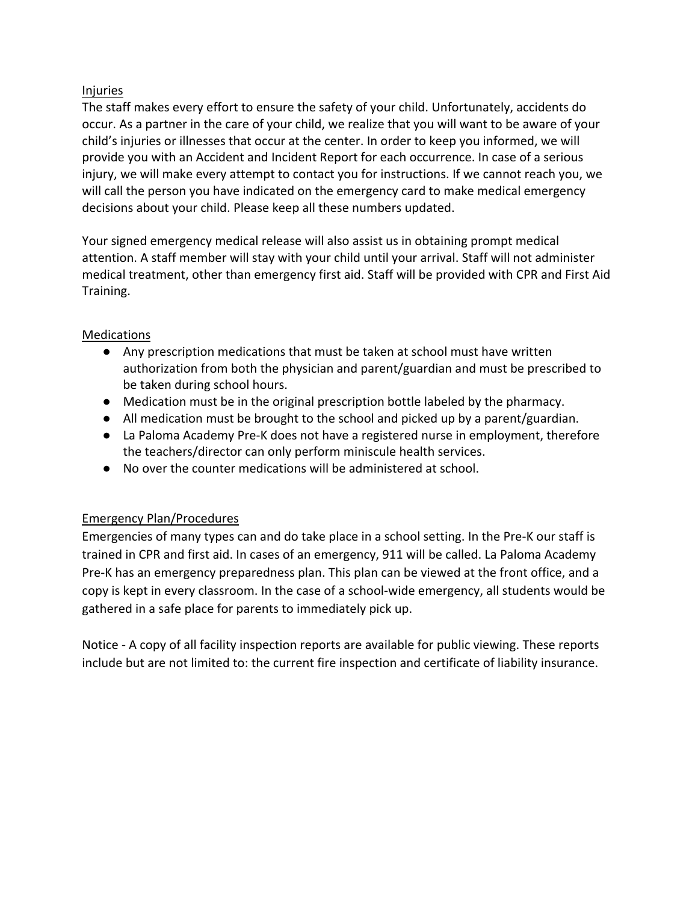## Injuries

The staff makes every effort to ensure the safety of your child. Unfortunately, accidents do occur. As a partner in the care of your child, we realize that you will want to be aware of your child's injuries or illnesses that occur at the center. In order to keep you informed, we will provide you with an Accident and Incident Report for each occurrence. In case of a serious injury, we will make every attempt to contact you for instructions. If we cannot reach you, we will call the person you have indicated on the emergency card to make medical emergency decisions about your child. Please keep all these numbers updated.

Your signed emergency medical release will also assist us in obtaining prompt medical attention. A staff member will stay with your child until your arrival. Staff will not administer medical treatment, other than emergency first aid. Staff will be provided with CPR and First Aid Training.

## Medications

- Any prescription medications that must be taken at school must have written authorization from both the physician and parent/guardian and must be prescribed to be taken during school hours.
- Medication must be in the original prescription bottle labeled by the pharmacy.
- All medication must be brought to the school and picked up by a parent/guardian.
- La Paloma Academy Pre-K does not have a registered nurse in employment, therefore the teachers/director can only perform miniscule health services.
- No over the counter medications will be administered at school.

## Emergency Plan/Procedures

Emergencies of many types can and do take place in a school setting. In the Pre-K our staff is trained in CPR and first aid. In cases of an emergency, 911 will be called. La Paloma Academy Pre-K has an emergency preparedness plan. This plan can be viewed at the front office, and a copy is kept in every classroom. In the case of a school-wide emergency, all students would be gathered in a safe place for parents to immediately pick up.

Notice - A copy of all facility inspection reports are available for public viewing. These reports include but are not limited to: the current fire inspection and certificate of liability insurance.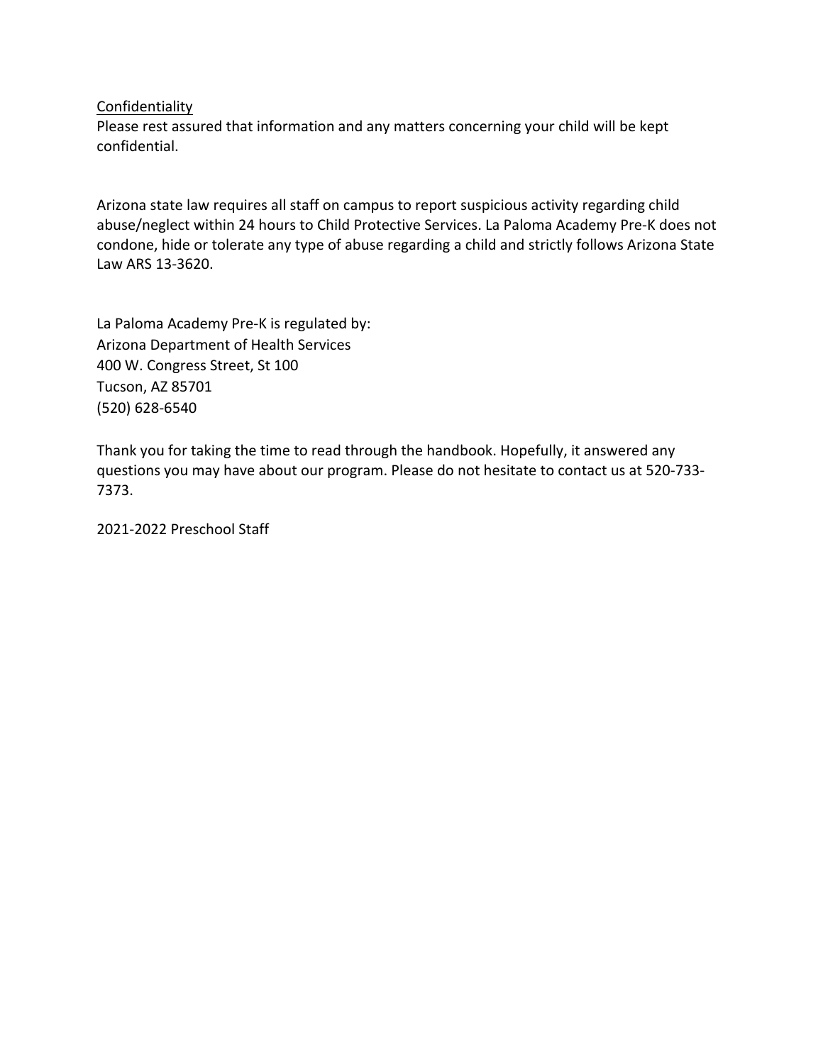<u>Confidentiality</u>

Please rest assured that information and any matters concerning your child will be kept confidential.

Arizona state law requires all staff on campus to report suspicious activity regarding child abuse/neglect within 24 hours to Child Protective Services. La Paloma Academy Pre-K does not condone, hide or tolerate any type of abuse regarding a child and strictly follows Arizona State Law ARS 13-3620.

La Paloma Academy Pre-K is regulated by:
Arizona Department of Health Services
400 W. Congress Street, St 100
Tucson, AZ 85701
(520) 628-6540

Thank you for taking the time to read through the handbook. Hopefully, it answered any questions you may have about our program. Please do not hesitate to contact us at 520-733-7373.

2021-2022 Preschool Staff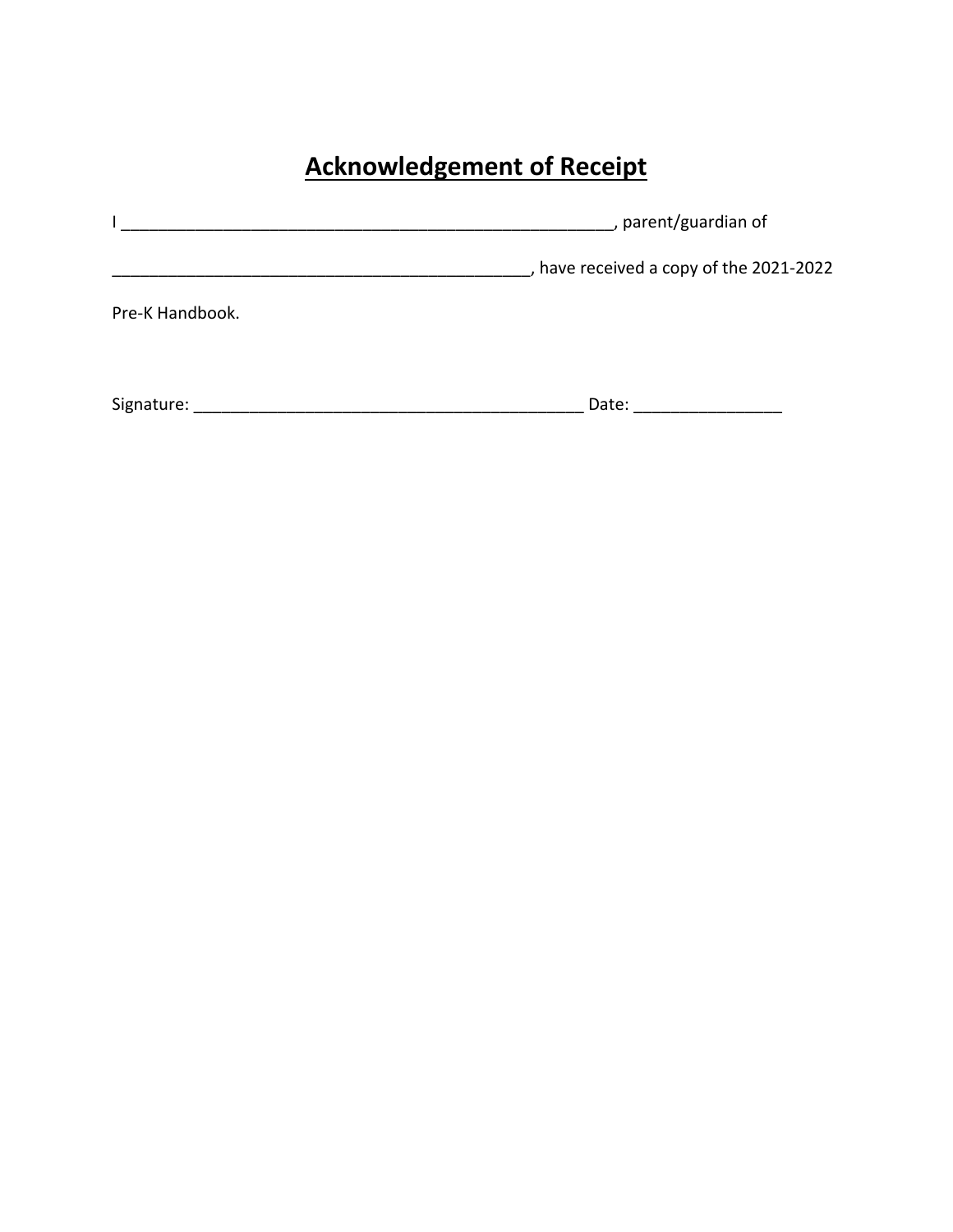# **Acknowledgement of Receipt**

I ______________________________________________________, parent/guardian of

_______________________________________________, have received a copy of the 2021-2022 Pre-K Handbook.

Signature: ___________________________________________ Date: ________________